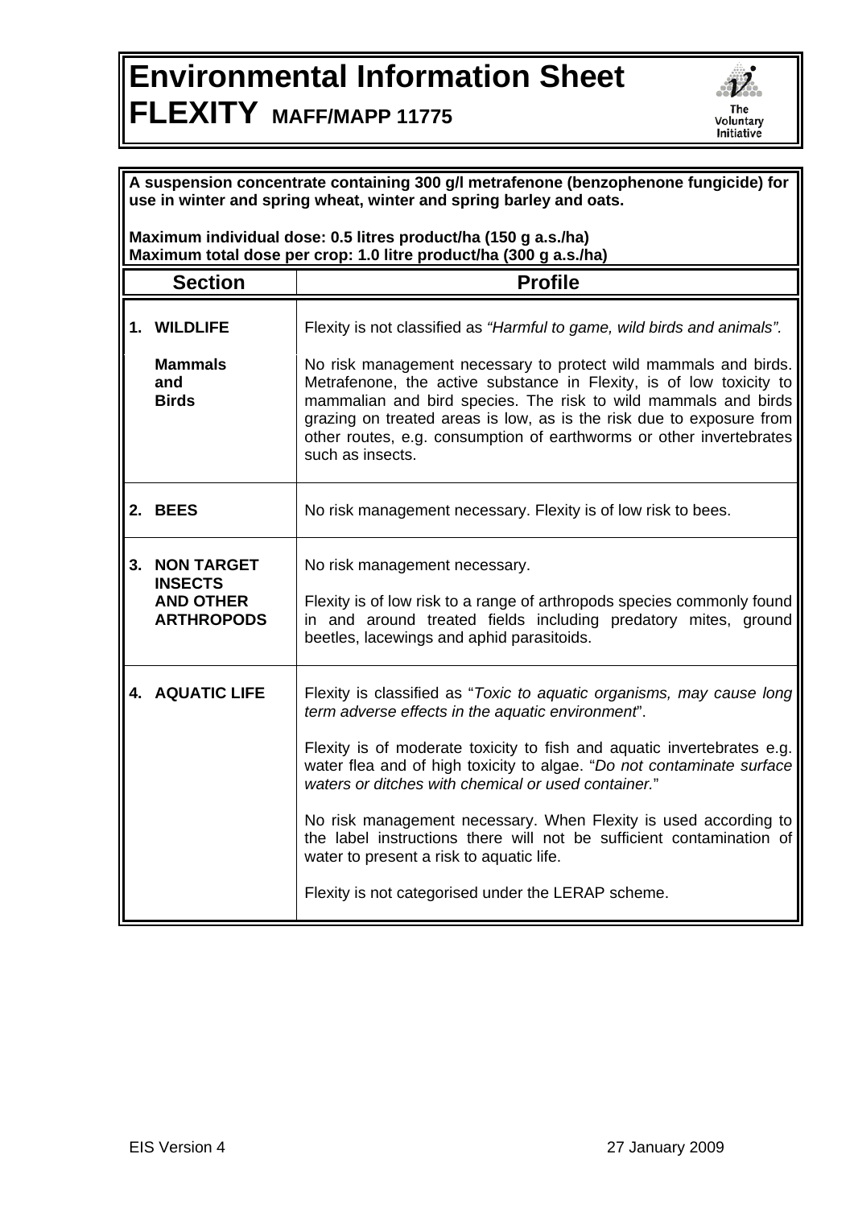# Environmental Information Sheet
## FLEXITY MAFF/MAPP 11775

The Voluntary Initiative

**A suspension concentrate containing 300 g/l metrafenone (benzophenone fungicide) for use in winter and spring wheat, winter and spring barley and oats.**

**Maximum individual dose: 0.5 litres product/ha (150 g a.s./ha)**
**Maximum total dose per crop: 1.0 litre product/ha (300 g a.s./ha)**

| Section | Profile |
|---|---|
| **1. WILDLIFE** | Flexity is not classified as *"Harmful to game, wild birds and animals".* |
| **Mammals and Birds** | No risk management necessary to protect wild mammals and birds. Metrafenone, the active substance in Flexity, is of low toxicity to mammalian and bird species. The risk to wild mammals and birds grazing on treated areas is low, as is the risk due to exposure from other routes, e.g. consumption of earthworms or other invertebrates such as insects. |
| **2. BEES** | No risk management necessary. Flexity is of low risk to bees. |
| **3. NON TARGET INSECTS AND OTHER ARTHROPODS** | No risk management necessary.<br><br>Flexity is of low risk to a range of arthropods species commonly found in and around treated fields including predatory mites, ground beetles, lacewings and aphid parasitoids. |
| **4. AQUATIC LIFE** | Flexity is classified as "*Toxic to aquatic organisms, may cause long term adverse effects in the aquatic environment*".<br><br>Flexity is of moderate toxicity to fish and aquatic invertebrates e.g. water flea and of high toxicity to algae. "*Do not contaminate surface waters or ditches with chemical or used container.*"<br><br>No risk management necessary. When Flexity is used according to the label instructions there will not be sufficient contamination of water to present a risk to aquatic life.<br><br>Flexity is not categorised under the LERAP scheme. |

EIS Version 4 27 January 2009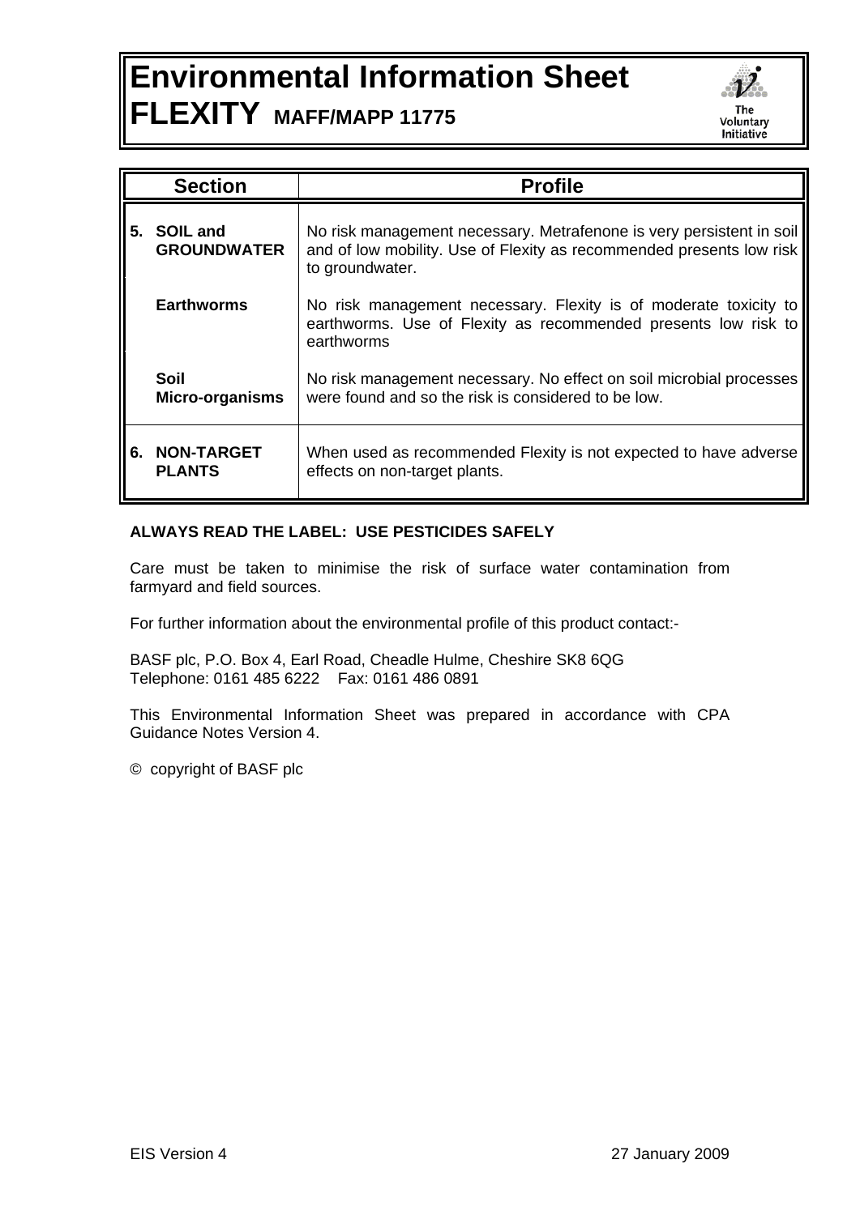# Environmental Information Sheet
# FLEXITY MAFF/MAPP 11775

| Section | Profile |
|---|---|
| **5. SOIL and GROUNDWATER** | No risk management necessary. Metrafenone is very persistent in soil and of low mobility. Use of Flexity as recommended presents low risk to groundwater. |
| **Earthworms** | No risk management necessary. Flexity is of moderate toxicity to earthworms. Use of Flexity as recommended presents low risk to earthworms |
| **Soil Micro-organisms** | No risk management necessary. No effect on soil microbial processes were found and so the risk is considered to be low. |
| **6. NON-TARGET PLANTS** | When used as recommended Flexity is not expected to have adverse effects on non-target plants. |

**ALWAYS READ THE LABEL: USE PESTICIDES SAFELY**

Care must be taken to minimise the risk of surface water contamination from farmyard and field sources.

For further information about the environmental profile of this product contact:-

BASF plc, P.O. Box 4, Earl Road, Cheadle Hulme, Cheshire SK8 6QG
Telephone: 0161 485 6222 Fax: 0161 486 0891

This Environmental Information Sheet was prepared in accordance with CPA Guidance Notes Version 4.

© copyright of BASF plc

EIS Version 4 27 January 2009